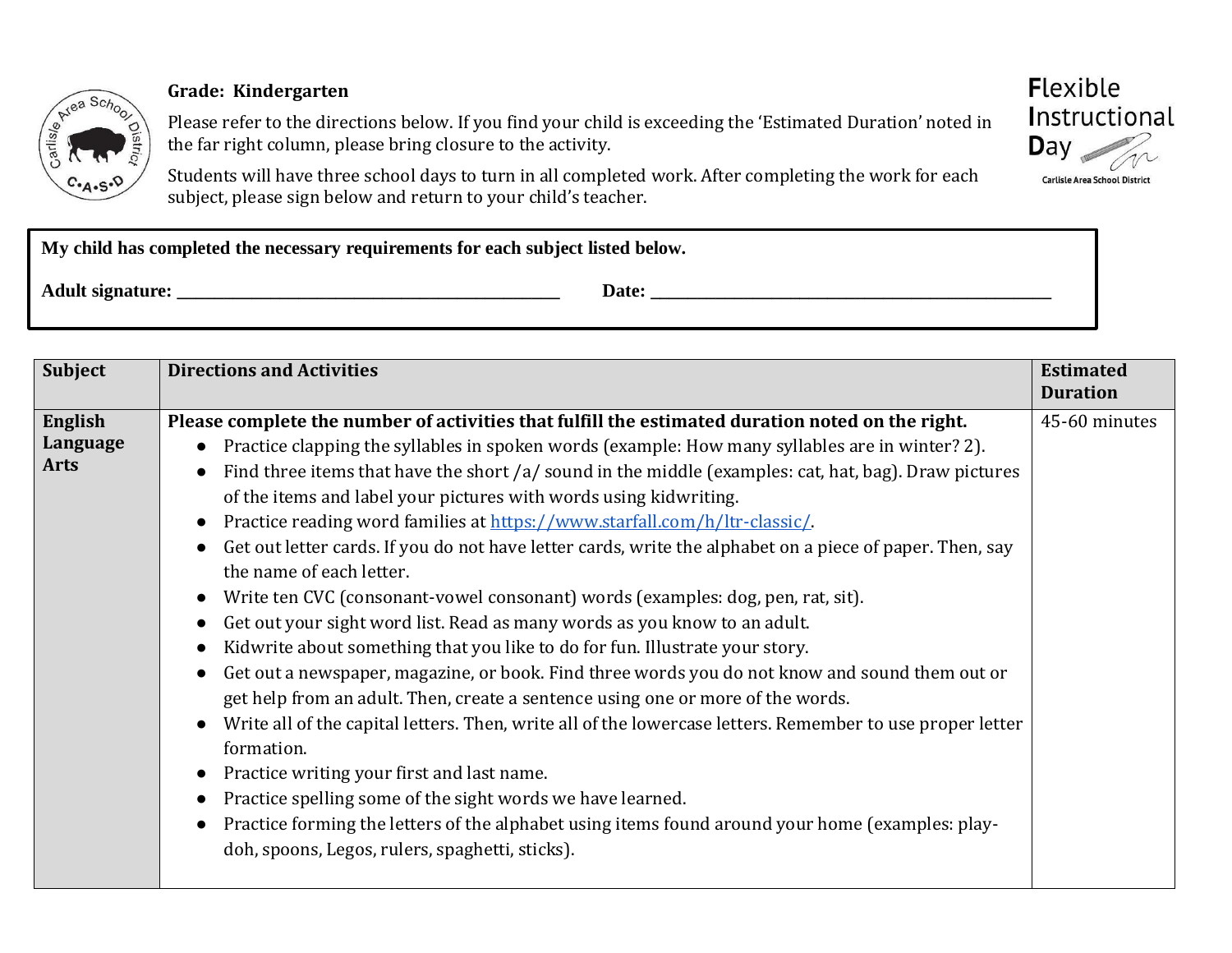**Grade: Kindergarten**

Please refer to the directions below. If you find your child is exceeding the 'Estimated Duration' noted in the far right column, please bring closure to the activity.

Students will have three school days to turn in all completed work. After completing the work for each subject, please sign below and return to your child's teacher.

Flexible Instructional Day

Carlisle Area School District

**My child has completed the necessary requirements for each subject listed below.**

**Adult signature:** ____________________________________________ **Date:** ______________________________________________

| Subject | Directions and Activities | Estimated Duration |
|---|---|---|
| **English Language Arts** | **Please complete the number of activities that fulfill the estimated duration noted on the right.**<br>● Practice clapping the syllables in spoken words (example: How many syllables are in winter? 2).<br>● Find three items that have the short /a/ sound in the middle (examples: cat, hat, bag). Draw pictures of the items and label your pictures with words using kidwriting.<br>● Practice reading word families at [https://www.starfall.com/h/ltr-classic/](https://www.starfall.com/h/ltr-classic/).<br>● Get out letter cards. If you do not have letter cards, write the alphabet on a piece of paper. Then, say the name of each letter.<br>● Write ten CVC (consonant-vowel consonant) words (examples: dog, pen, rat, sit).<br>● Get out your sight word list. Read as many words as you know to an adult.<br>● Kidwrite about something that you like to do for fun. Illustrate your story.<br>● Get out a newspaper, magazine, or book. Find three words you do not know and sound them out or get help from an adult. Then, create a sentence using one or more of the words.<br>● Write all of the capital letters. Then, write all of the lowercase letters. Remember to use proper letter formation.<br>● Practice writing your first and last name.<br>● Practice spelling some of the sight words we have learned.<br>● Practice forming the letters of the alphabet using items found around your home (examples: play-doh, spoons, Legos, rulers, spaghetti, sticks). | 45-60 minutes |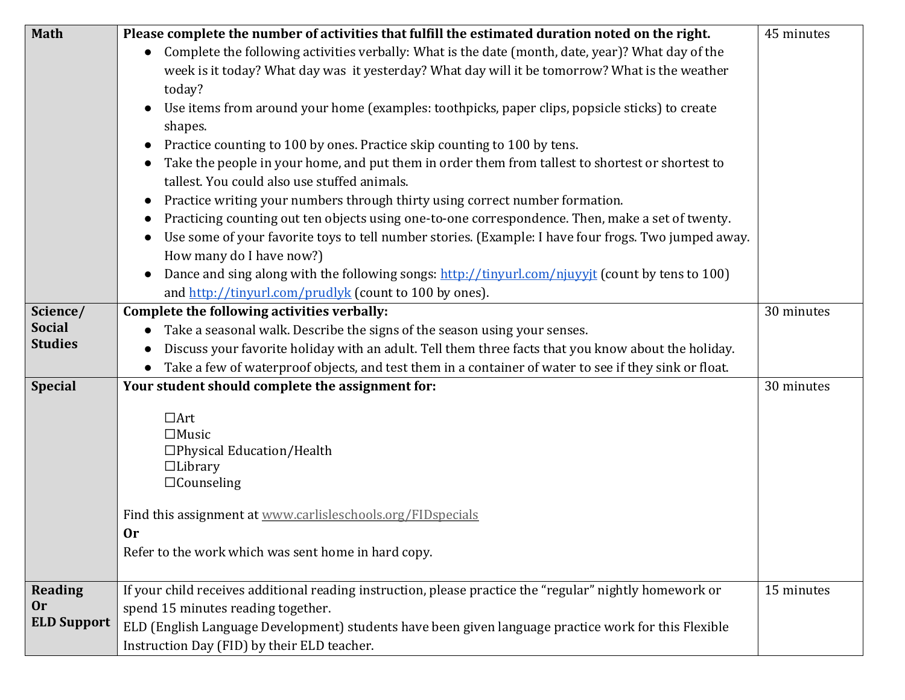| | | |
|---|---|---|
| **Math** | **Please complete the number of activities that fulfill the estimated duration noted on the right.**<br>● Complete the following activities verbally: What is the date (month, date, year)? What day of the week is it today? What day was it yesterday? What day will it be tomorrow? What is the weather today?<br>● Use items from around your home (examples: toothpicks, paper clips, popsicle sticks) to create shapes.<br>● Practice counting to 100 by ones. Practice skip counting to 100 by tens.<br>● Take the people in your home, and put them in order them from tallest to shortest or shortest to tallest. You could also use stuffed animals.<br>● Practice writing your numbers through thirty using correct number formation.<br>● Practicing counting out ten objects using one-to-one correspondence. Then, make a set of twenty.<br>● Use some of your favorite toys to tell number stories. (Example: I have four frogs. Two jumped away. How many do I have now?)<br>● Dance and sing along with the following songs: http://tinyurl.com/njuyyjt (count by tens to 100) and http://tinyurl.com/prudlyk (count to 100 by ones). | 45 minutes |
| **Science/ Social Studies** | **Complete the following activities verbally:**<br>● Take a seasonal walk. Describe the signs of the season using your senses.<br>● Discuss your favorite holiday with an adult. Tell them three facts that you know about the holiday.<br>● Take a few of waterproof objects, and test them in a container of water to see if they sink or float. | 30 minutes |
| **Special** | **Your student should complete the assignment for:**<br><br>☐Art<br>☐Music<br>☐Physical Education/Health<br>☐Library<br>☐Counseling<br><br>Find this assignment at www.carlisleschools.org/FIDspecials<br>**Or**<br>Refer to the work which was sent home in hard copy. | 30 minutes |
| **Reading Or ELD Support** | If your child receives additional reading instruction, please practice the "regular" nightly homework or spend 15 minutes reading together.<br>ELD (English Language Development) students have been given language practice work for this Flexible Instruction Day (FID) by their ELD teacher. | 15 minutes |